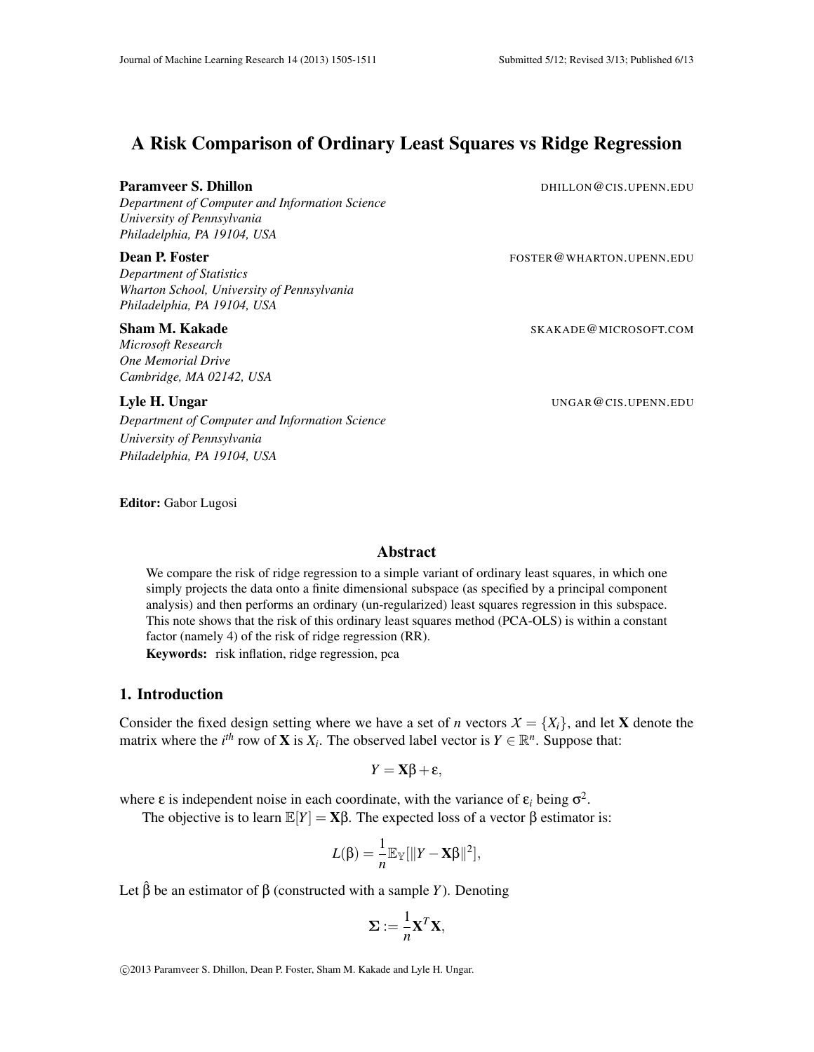# A Risk Comparison of Ordinary Least Squares vs Ridge Regression

**Paramveer S. Dhillon** DHILLON@CIS.UPENN.EDU
*Department of Computer and Information Science*
*University of Pennsylvania*
*Philadelphia, PA 19104, USA*

**Dean P. Foster** FOSTER@WHARTON.UPENN.EDU
*Department of Statistics*
*Wharton School, University of Pennsylvania*
*Philadelphia, PA 19104, USA*

**Sham M. Kakade** SKAKADE@MICROSOFT.COM
*Microsoft Research*
*One Memorial Drive*
*Cambridge, MA 02142, USA*

**Lyle H. Ungar** UNGAR@CIS.UPENN.EDU
*Department of Computer and Information Science*
*University of Pennsylvania*
*Philadelphia, PA 19104, USA*

**Editor:** Gabor Lugosi

## Abstract

We compare the risk of ridge regression to a simple variant of ordinary least squares, in which one simply projects the data onto a finite dimensional subspace (as specified by a principal component analysis) and then performs an ordinary (un-regularized) least squares regression in this subspace. This note shows that the risk of this ordinary least squares method (PCA-OLS) is within a constant factor (namely 4) of the risk of ridge regression (RR).

**Keywords:** risk inflation, ridge regression, pca

## 1. Introduction

Consider the fixed design setting where we have a set of $n$ vectors $\mathcal{X} = \{X_i\}$, and let $\mathbf{X}$ denote the matrix where the $i^{th}$ row of $\mathbf{X}$ is $X_i$. The observed label vector is $Y \in \mathbb{R}^n$. Suppose that:

$$Y = \mathbf{X}\beta + \varepsilon,$$

where $\varepsilon$ is independent noise in each coordinate, with the variance of $\varepsilon_i$ being $\sigma^2$.

The objective is to learn $\mathbb{E}[Y] = \mathbf{X}\beta$. The expected loss of a vector $\beta$ estimator is:

$$L(\beta) = \frac{1}{n}\mathbb{E}_{\mathbb{Y}}[\|Y - \mathbf{X}\beta\|^2],$$

Let $\hat{\beta}$ be an estimator of $\beta$ (constructed with a sample $Y$). Denoting

$$\mathbf{\Sigma} := \frac{1}{n}\mathbf{X}^T\mathbf{X},$$

©2013 Paramveer S. Dhillon, Dean P. Foster, Sham M. Kakade and Lyle H. Ungar.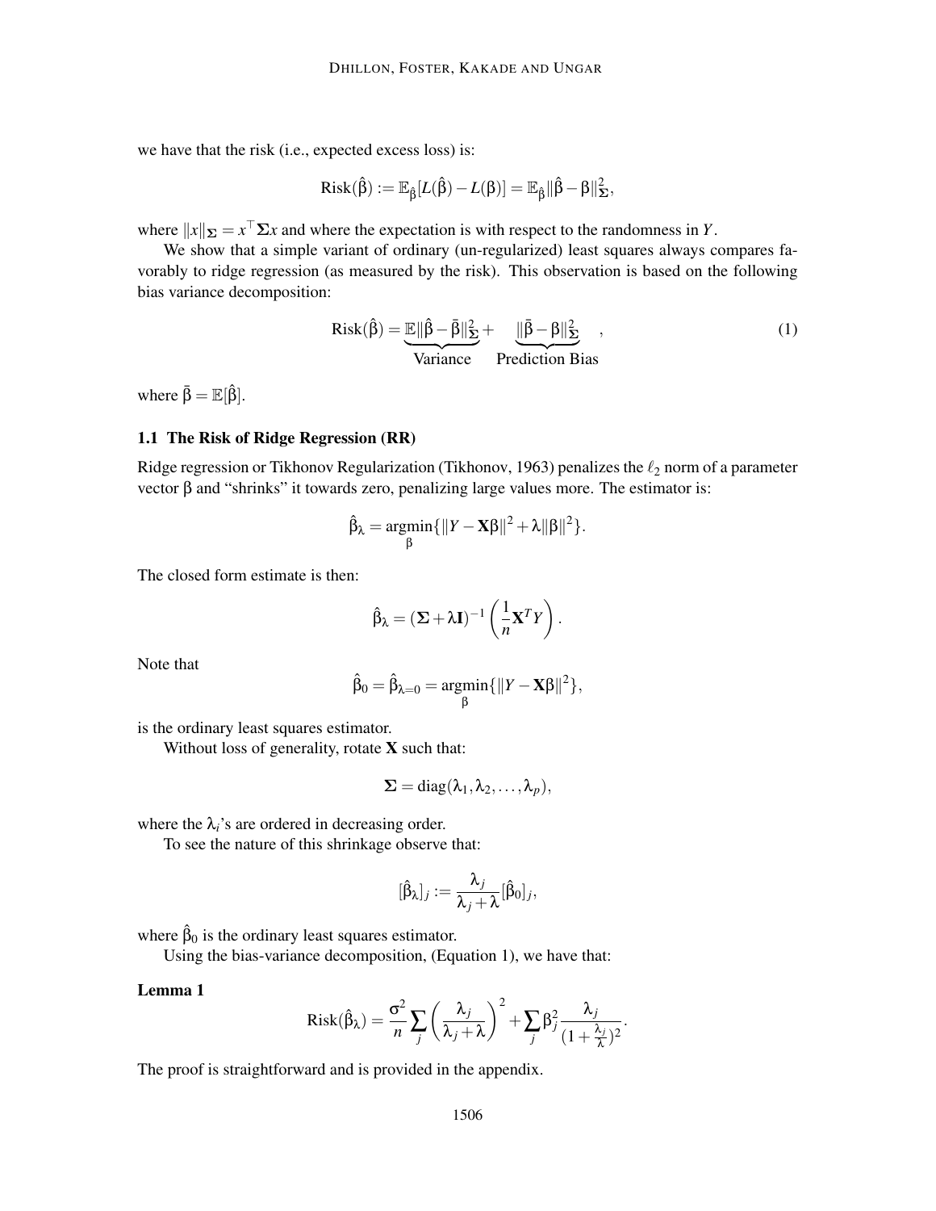we have that the risk (i.e., expected excess loss) is:

$$\text{Risk}(\hat{\beta}) := \mathbb{E}_{\hat{\beta}}[L(\hat{\beta}) - L(\beta)] = \mathbb{E}_{\hat{\beta}}\|\hat{\beta} - \beta\|^2_{\mathbf{\Sigma}},$$

where $\|x\|_{\mathbf{\Sigma}} = x^\top \mathbf{\Sigma} x$ and where the expectation is with respect to the randomness in $Y$.

We show that a simple variant of ordinary (un-regularized) least squares always compares favorably to ridge regression (as measured by the risk). This observation is based on the following bias variance decomposition:

$$\text{Risk}(\hat{\beta}) = \underbrace{\mathbb{E}\|\hat{\beta} - \bar{\beta}\|^2_{\mathbf{\Sigma}}}_{\text{Variance}} + \underbrace{\|\bar{\beta} - \beta\|^2_{\mathbf{\Sigma}}}_{\text{Prediction Bias}} \quad , \tag{1}$$

where $\bar{\beta} = \mathbb{E}[\hat{\beta}]$.

### 1.1 The Risk of Ridge Regression (RR)

Ridge regression or Tikhonov Regularization (Tikhonov, 1963) penalizes the $\ell_2$ norm of a parameter vector $\beta$ and "shrinks" it towards zero, penalizing large values more. The estimator is:

$$\hat{\beta}_\lambda = \underset{\beta}{\operatorname{argmin}}\{\|Y - \mathbf{X}\beta\|^2 + \lambda\|\beta\|^2\}.$$

The closed form estimate is then:

$$\hat{\beta}_\lambda = (\mathbf{\Sigma} + \lambda \mathbf{I})^{-1}\left(\frac{1}{n}\mathbf{X}^T Y\right).$$

Note that

$$\hat{\beta}_0 = \hat{\beta}_{\lambda=0} = \underset{\beta}{\operatorname{argmin}}\{\|Y - \mathbf{X}\beta\|^2\},$$

is the ordinary least squares estimator.

Without loss of generality, rotate $\mathbf{X}$ such that:

$$\mathbf{\Sigma} = \text{diag}(\lambda_1, \lambda_2, \ldots, \lambda_p),$$

where the $\lambda_i$'s are ordered in decreasing order.

To see the nature of this shrinkage observe that:

$$[\hat{\beta}_\lambda]_j := \frac{\lambda_j}{\lambda_j + \lambda}[\hat{\beta}_0]_j,$$

where $\hat{\beta}_0$ is the ordinary least squares estimator.

Using the bias-variance decomposition, (Equation 1), we have that:

**Lemma 1**

$$\text{Risk}(\hat{\beta}_\lambda) = \frac{\sigma^2}{n}\sum_j \left(\frac{\lambda_j}{\lambda_j + \lambda}\right)^2 + \sum_j \beta_j^2 \frac{\lambda_j}{(1 + \frac{\lambda_j}{\lambda})^2}.$$

The proof is straightforward and is provided in the appendix.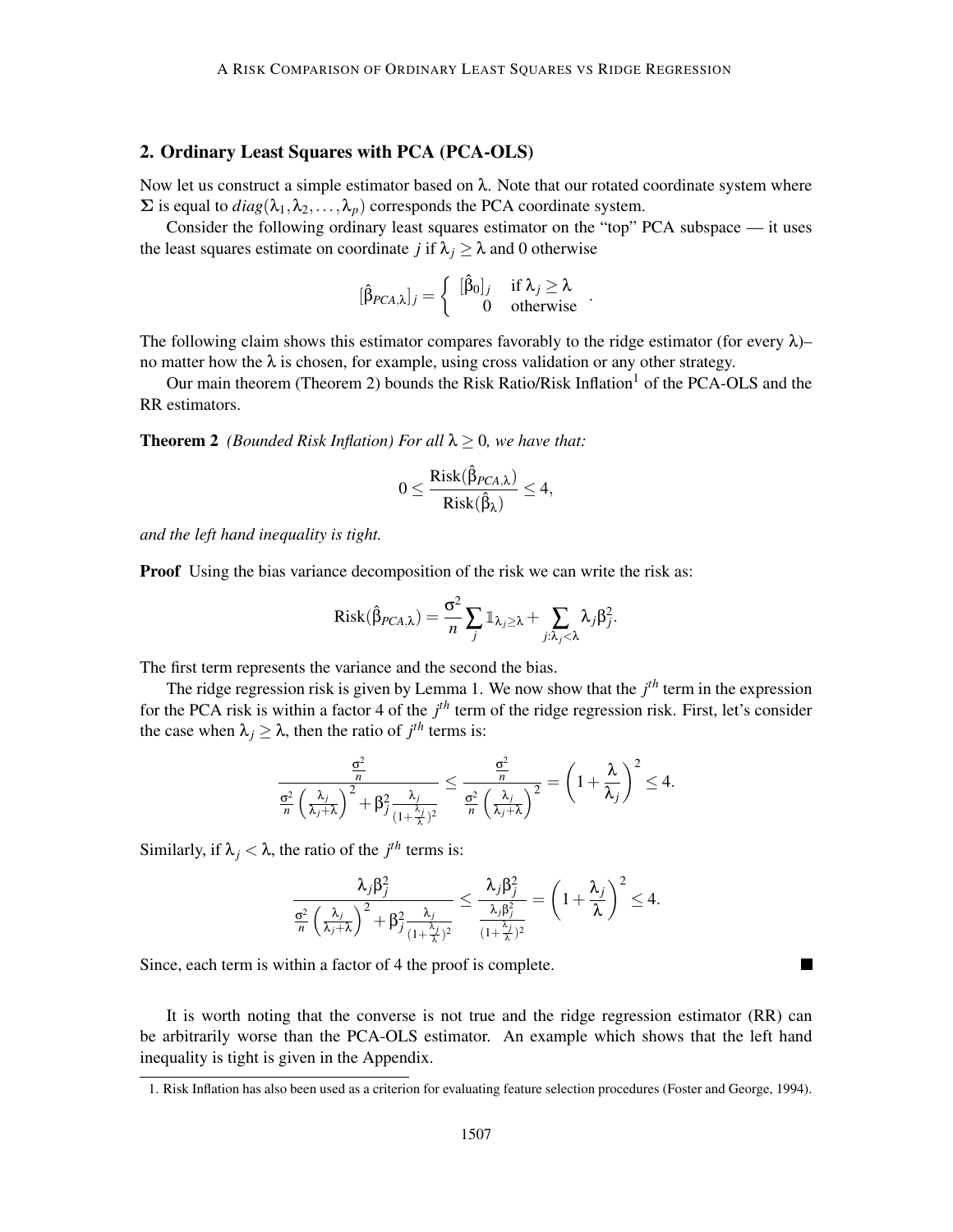## 2. Ordinary Least Squares with PCA (PCA-OLS)

Now let us construct a simple estimator based on $\lambda$. Note that our rotated coordinate system where $\Sigma$ is equal to $diag(\lambda_1, \lambda_2, \ldots, \lambda_p)$ corresponds the PCA coordinate system.

Consider the following ordinary least squares estimator on the "top" PCA subspace — it uses the least squares estimate on coordinate $j$ if $\lambda_j \geq \lambda$ and 0 otherwise

$$[\hat{\beta}_{PCA,\lambda}]_j = \begin{cases} [\hat{\beta}_0]_j & \text{if } \lambda_j \geq \lambda \\ 0 & \text{otherwise} \end{cases} .$$

The following claim shows this estimator compares favorably to the ridge estimator (for every $\lambda$)– no matter how the $\lambda$ is chosen, for example, using cross validation or any other strategy.

Our main theorem (Theorem 2) bounds the Risk Ratio/Risk Inflation[1] of the PCA-OLS and the RR estimators.

**Theorem 2** *(Bounded Risk Inflation) For all $\lambda \geq 0$, we have that:*

$$0 \leq \frac{\text{Risk}(\hat{\beta}_{PCA,\lambda})}{\text{Risk}(\hat{\beta}_\lambda)} \leq 4,$$

*and the left hand inequality is tight.*

**Proof** Using the bias variance decomposition of the risk we can write the risk as:

$$\text{Risk}(\hat{\beta}_{PCA,\lambda}) = \frac{\sigma^2}{n} \sum_j \mathbb{1}_{\lambda_j \geq \lambda} + \sum_{j:\lambda_j < \lambda} \lambda_j \beta_j^2.$$

The first term represents the variance and the second the bias.

The ridge regression risk is given by Lemma 1. We now show that the $j^{th}$ term in the expression for the PCA risk is within a factor 4 of the $j^{th}$ term of the ridge regression risk. First, let's consider the case when $\lambda_j \geq \lambda$, then the ratio of $j^{th}$ terms is:

$$\frac{\frac{\sigma^2}{n}}{\frac{\sigma^2}{n}\left(\frac{\lambda_j}{\lambda_j+\lambda}\right)^2 + \beta_j^2 \frac{\lambda_j}{(1+\frac{\lambda_j}{\lambda})^2}} \leq \frac{\frac{\sigma^2}{n}}{\frac{\sigma^2}{n}\left(\frac{\lambda_j}{\lambda_j+\lambda}\right)^2} = \left(1 + \frac{\lambda}{\lambda_j}\right)^2 \leq 4.$$

Similarly, if $\lambda_j < \lambda$, the ratio of the $j^{th}$ terms is:

$$\frac{\lambda_j \beta_j^2}{\frac{\sigma^2}{n}\left(\frac{\lambda_j}{\lambda_j+\lambda}\right)^2 + \beta_j^2 \frac{\lambda_j}{(1+\frac{\lambda_j}{\lambda})^2}} \leq \frac{\lambda_j \beta_j^2}{\frac{\lambda_j \beta_j^2}{(1+\frac{\lambda_j}{\lambda})^2}} = \left(1 + \frac{\lambda_j}{\lambda}\right)^2 \leq 4.$$

Since, each term is within a factor of 4 the proof is complete. ∎

It is worth noting that the converse is not true and the ridge regression estimator (RR) can be arbitrarily worse than the PCA-OLS estimator. An example which shows that the left hand inequality is tight is given in the Appendix.

[1] Risk Inflation has also been used as a criterion for evaluating feature selection procedures (Foster and George, 1994).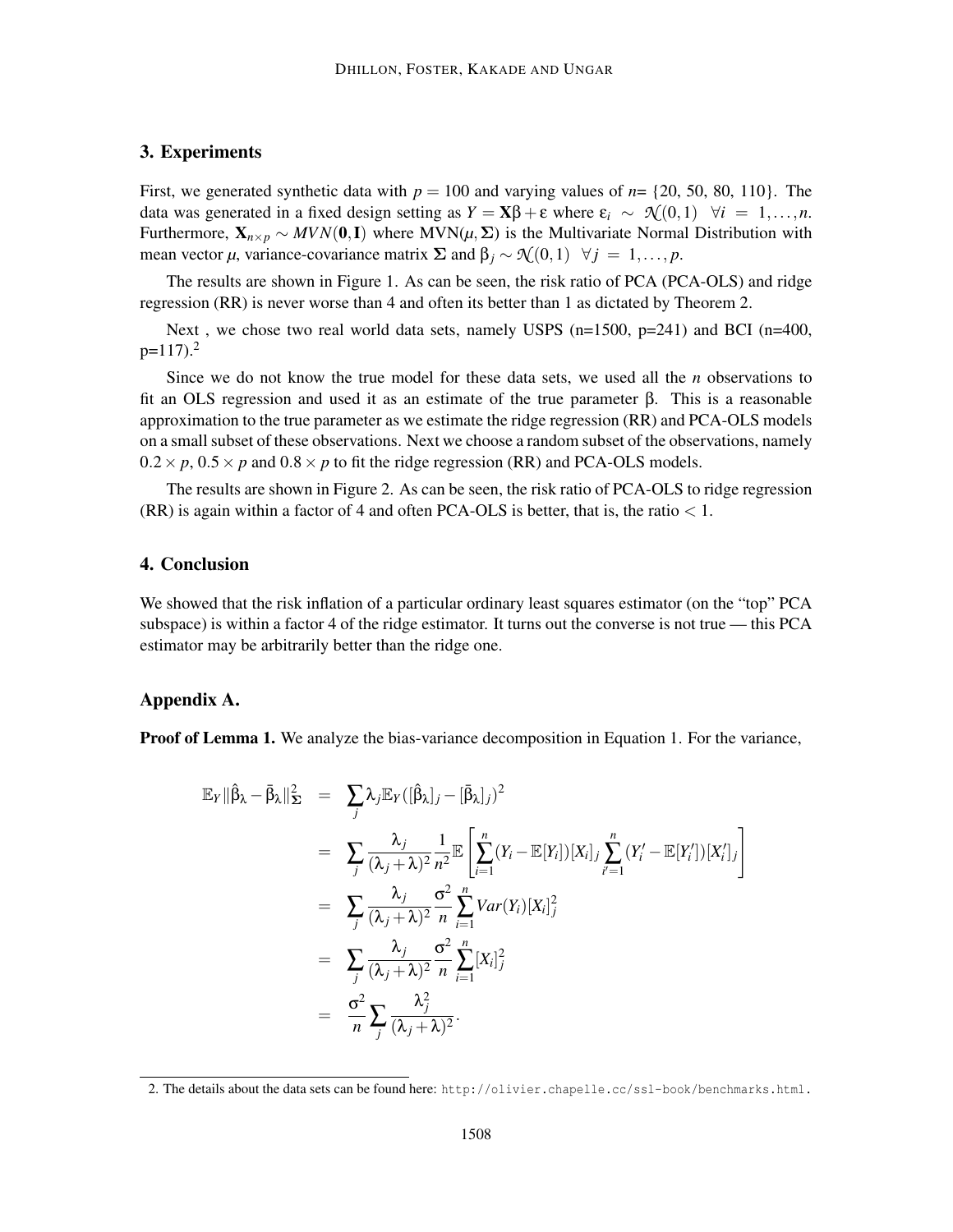## 3. Experiments

First, we generated synthetic data with $p = 100$ and varying values of $n$= {20, 50, 80, 110}. The data was generated in a fixed design setting as $Y = \mathbf{X}\beta + \varepsilon$ where $\varepsilon_i \sim \mathcal{N}(0,1) \quad \forall i = 1,\ldots,n$. Furthermore, $\mathbf{X}_{n\times p} \sim MVN(\mathbf{0},\mathbf{I})$ where MVN$(\mu,\mathbf{\Sigma})$ is the Multivariate Normal Distribution with mean vector $\mu$, variance-covariance matrix $\mathbf{\Sigma}$ and $\beta_j \sim \mathcal{N}(0,1) \quad \forall j = 1,\ldots,p$.

The results are shown in Figure 1. As can be seen, the risk ratio of PCA (PCA-OLS) and ridge regression (RR) is never worse than 4 and often its better than 1 as dictated by Theorem 2.

Next , we chose two real world data sets, namely USPS (n=1500, p=241) and BCI (n=400, p=117).[2]

Since we do not know the true model for these data sets, we used all the $n$ observations to fit an OLS regression and used it as an estimate of the true parameter $\beta$. This is a reasonable approximation to the true parameter as we estimate the ridge regression (RR) and PCA-OLS models on a small subset of these observations. Next we choose a random subset of the observations, namely $0.2\times p$, $0.5\times p$ and $0.8\times p$ to fit the ridge regression (RR) and PCA-OLS models.

The results are shown in Figure 2. As can be seen, the risk ratio of PCA-OLS to ridge regression (RR) is again within a factor of 4 and often PCA-OLS is better, that is, the ratio $< 1$.

## 4. Conclusion

We showed that the risk inflation of a particular ordinary least squares estimator (on the "top" PCA subspace) is within a factor 4 of the ridge estimator. It turns out the converse is not true — this PCA estimator may be arbitrarily better than the ridge one.

## Appendix A.

**Proof of Lemma 1.** We analyze the bias-variance decomposition in Equation 1. For the variance,

$$
\begin{aligned}
\mathbb{E}_Y\|\hat{\beta}_\lambda - \bar{\beta}_\lambda\|^2_{\mathbf{\Sigma}} &= \sum_j \lambda_j \mathbb{E}_Y([\hat{\beta}_\lambda]_j - [\bar{\beta}_\lambda]_j)^2 \\
&= \sum_j \frac{\lambda_j}{(\lambda_j+\lambda)^2}\frac{1}{n^2}\mathbb{E}\left[\sum_{i=1}^n (Y_i - \mathbb{E}[Y_i])[X_i]_j \sum_{i'=1}^n (Y_i' - \mathbb{E}[Y_i'])[X_i']_j\right] \\
&= \sum_j \frac{\lambda_j}{(\lambda_j+\lambda)^2}\frac{\sigma^2}{n}\sum_{i=1}^n Var(Y_i)[X_i]_j^2 \\
&= \sum_j \frac{\lambda_j}{(\lambda_j+\lambda)^2}\frac{\sigma^2}{n}\sum_{i=1}^n [X_i]_j^2 \\
&= \frac{\sigma^2}{n}\sum_j \frac{\lambda_j^2}{(\lambda_j+\lambda)^2}.
\end{aligned}
$$

2. The details about the data sets can be found here: `http://olivier.chapelle.cc/ssl-book/benchmarks.html`.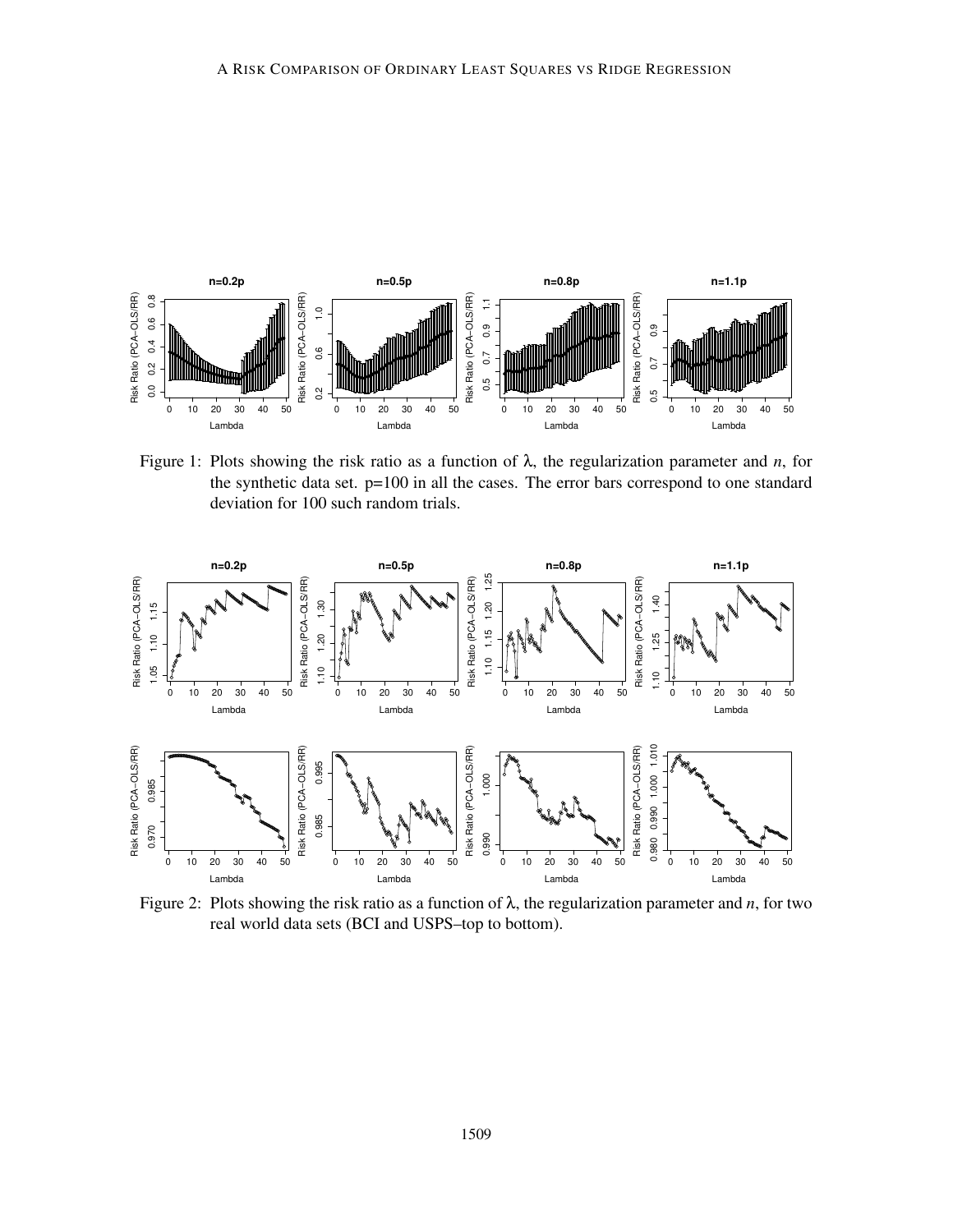Figure 1: Plots showing the risk ratio as a function of $\lambda$, the regularization parameter and $n$, for the synthetic data set. p=100 in all the cases. The error bars correspond to one standard deviation for 100 such random trials.

Figure 2: Plots showing the risk ratio as a function of $\lambda$, the regularization parameter and $n$, for two real world data sets (BCI and USPS–top to bottom).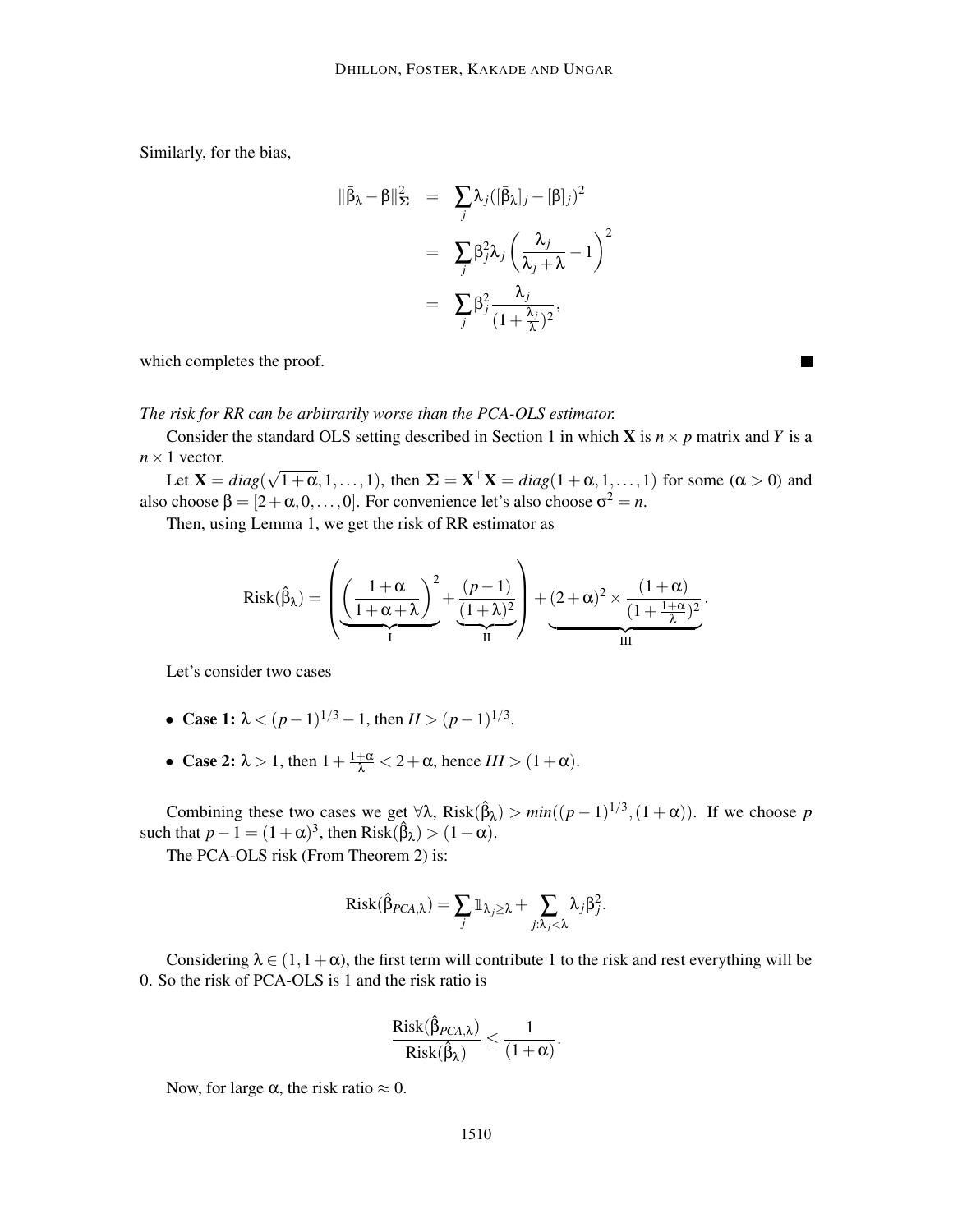Similarly, for the bias,

$$
\begin{aligned}
\|\bar{\beta}_\lambda - \beta\|^2_{\mathbf{\Sigma}} &= \sum_j \lambda_j([\bar{\beta}_\lambda]_j - [\beta]_j)^2 \\
&= \sum_j \beta_j^2 \lambda_j \left(\frac{\lambda_j}{\lambda_j + \lambda} - 1\right)^2 \\
&= \sum_j \beta_j^2 \frac{\lambda_j}{(1 + \frac{\lambda_j}{\lambda})^2},
\end{aligned}
$$

which completes the proof. ■

*The risk for RR can be arbitrarily worse than the PCA-OLS estimator.*

Consider the standard OLS setting described in Section 1 in which $\mathbf{X}$ is $n \times p$ matrix and $Y$ is a $n \times 1$ vector.

Let $\mathbf{X} = diag(\sqrt{1+\alpha}, 1, \ldots, 1)$, then $\mathbf{\Sigma} = \mathbf{X}^\top \mathbf{X} = diag(1+\alpha, 1, \ldots, 1)$ for some ($\alpha > 0$) and also choose $\beta = [2+\alpha, 0, \ldots, 0]$. For convenience let's also choose $\sigma^2 = n$.

Then, using Lemma 1, we get the risk of RR estimator as

$$
\text{Risk}(\hat{\beta}_\lambda) = \left( \underbrace{\left(\frac{1+\alpha}{1+\alpha+\lambda}\right)^2}_{\text{I}} + \underbrace{\frac{(p-1)}{(1+\lambda)^2}}_{\text{II}} \right) + \underbrace{(2+\alpha)^2 \times \frac{(1+\alpha)}{(1+\frac{1+\alpha}{\lambda})^2}}_{\text{III}}.
$$

Let's consider two cases

- **Case 1:** $\lambda < (p-1)^{1/3} - 1$, then $II > (p-1)^{1/3}$.
- **Case 2:** $\lambda > 1$, then $1 + \frac{1+\alpha}{\lambda} < 2 + \alpha$, hence $III > (1+\alpha)$.

Combining these two cases we get $\forall \lambda$, $\text{Risk}(\hat{\beta}_\lambda) > min((p-1)^{1/3}, (1+\alpha))$. If we choose $p$ such that $p - 1 = (1+\alpha)^3$, then $\text{Risk}(\hat{\beta}_\lambda) > (1+\alpha)$.

The PCA-OLS risk (From Theorem 2) is:

$$
\text{Risk}(\hat{\beta}_{PCA,\lambda}) = \sum_j \mathbb{1}_{\lambda_j \geq \lambda} + \sum_{j:\lambda_j < \lambda} \lambda_j \beta_j^2.
$$

Considering $\lambda \in (1, 1+\alpha)$, the first term will contribute 1 to the risk and rest everything will be 0. So the risk of PCA-OLS is 1 and the risk ratio is

$$
\frac{\text{Risk}(\hat{\beta}_{PCA,\lambda})}{\text{Risk}(\hat{\beta}_\lambda)} \leq \frac{1}{(1+\alpha)}.
$$

Now, for large $\alpha$, the risk ratio $\approx 0$.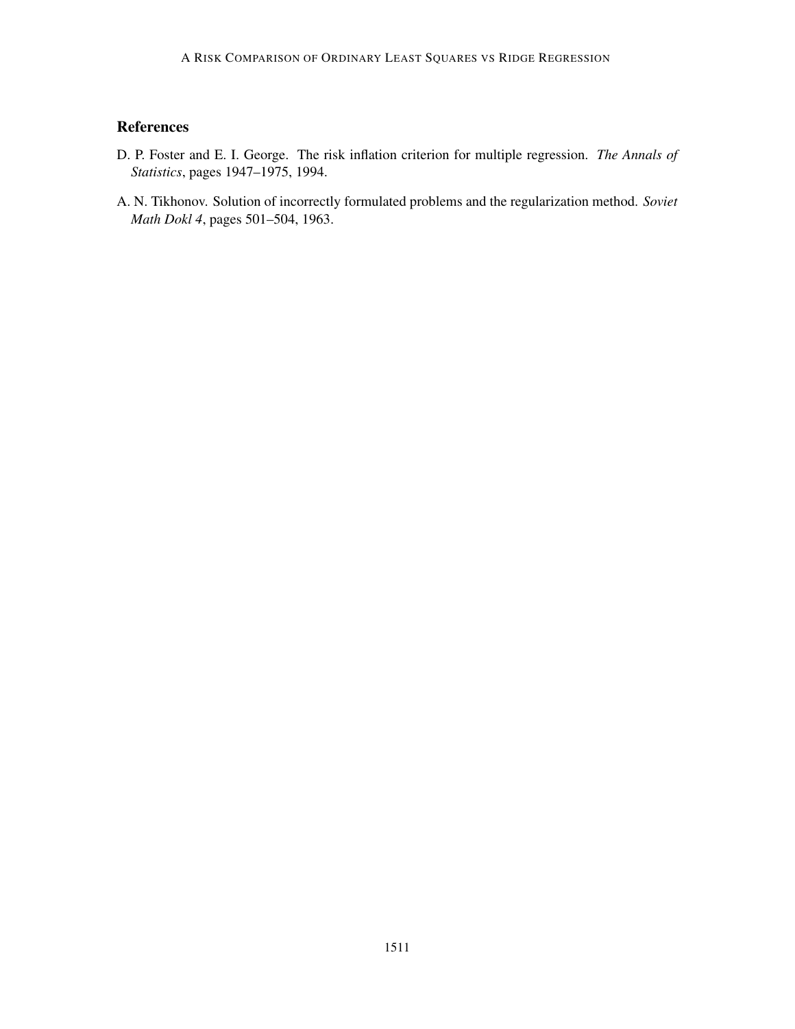## References

D. P. Foster and E. I. George. The risk inflation criterion for multiple regression. *The Annals of Statistics*, pages 1947–1975, 1994.

A. N. Tikhonov. Solution of incorrectly formulated problems and the regularization method. *Soviet Math Dokl 4*, pages 501–504, 1963.